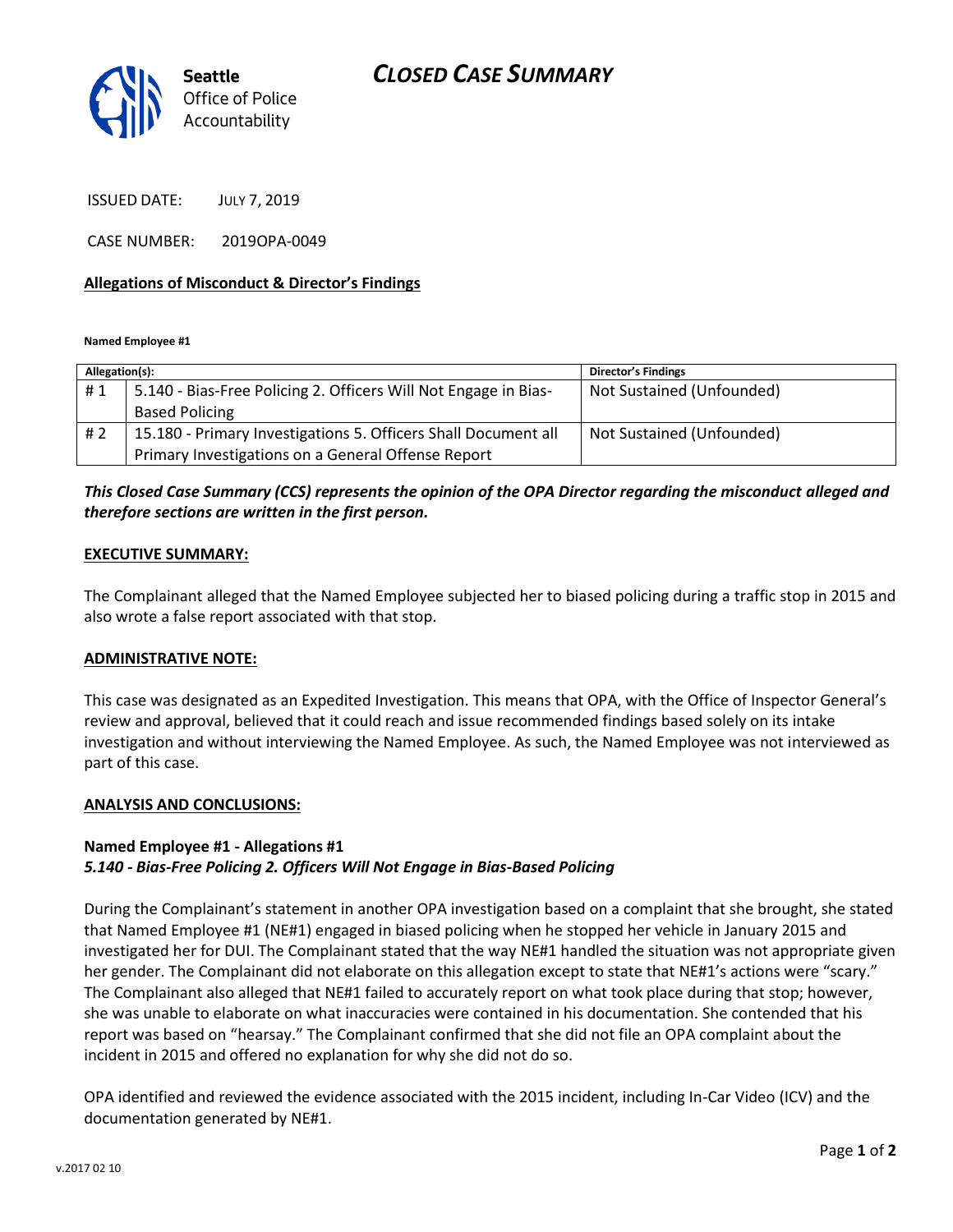**Seattle** Office of Police Accountability

# CLOSED CASE SUMMARY

ISSUED DATE: JULY 7, 2019

CASE NUMBER: 2019OPA-0049

## Allegations of Misconduct & Director's Findings

**Named Employee #1**

| Allegation(s): | | Director's Findings |
|---|---|---|
| # 1 | 5.140 - Bias-Free Policing 2. Officers Will Not Engage in Bias-Based Policing | Not Sustained (Unfounded) |
| # 2 | 15.180 - Primary Investigations 5. Officers Shall Document all Primary Investigations on a General Offense Report | Not Sustained (Unfounded) |

***This Closed Case Summary (CCS) represents the opinion of the OPA Director regarding the misconduct alleged and therefore sections are written in the first person.***

## EXECUTIVE SUMMARY:

The Complainant alleged that the Named Employee subjected her to biased policing during a traffic stop in 2015 and also wrote a false report associated with that stop.

## ADMINISTRATIVE NOTE:

This case was designated as an Expedited Investigation. This means that OPA, with the Office of Inspector General's review and approval, believed that it could reach and issue recommended findings based solely on its intake investigation and without interviewing the Named Employee. As such, the Named Employee was not interviewed as part of this case.

## ANALYSIS AND CONCLUSIONS:

### Named Employee #1 - Allegations #1
***5.140 - Bias-Free Policing 2. Officers Will Not Engage in Bias-Based Policing***

During the Complainant's statement in another OPA investigation based on a complaint that she brought, she stated that Named Employee #1 (NE#1) engaged in biased policing when he stopped her vehicle in January 2015 and investigated her for DUI. The Complainant stated that the way NE#1 handled the situation was not appropriate given her gender. The Complainant did not elaborate on this allegation except to state that NE#1's actions were "scary." The Complainant also alleged that NE#1 failed to accurately report on what took place during that stop; however, she was unable to elaborate on what inaccuracies were contained in his documentation. She contended that his report was based on "hearsay." The Complainant confirmed that she did not file an OPA complaint about the incident in 2015 and offered no explanation for why she did not do so.

OPA identified and reviewed the evidence associated with the 2015 incident, including In-Car Video (ICV) and the documentation generated by NE#1.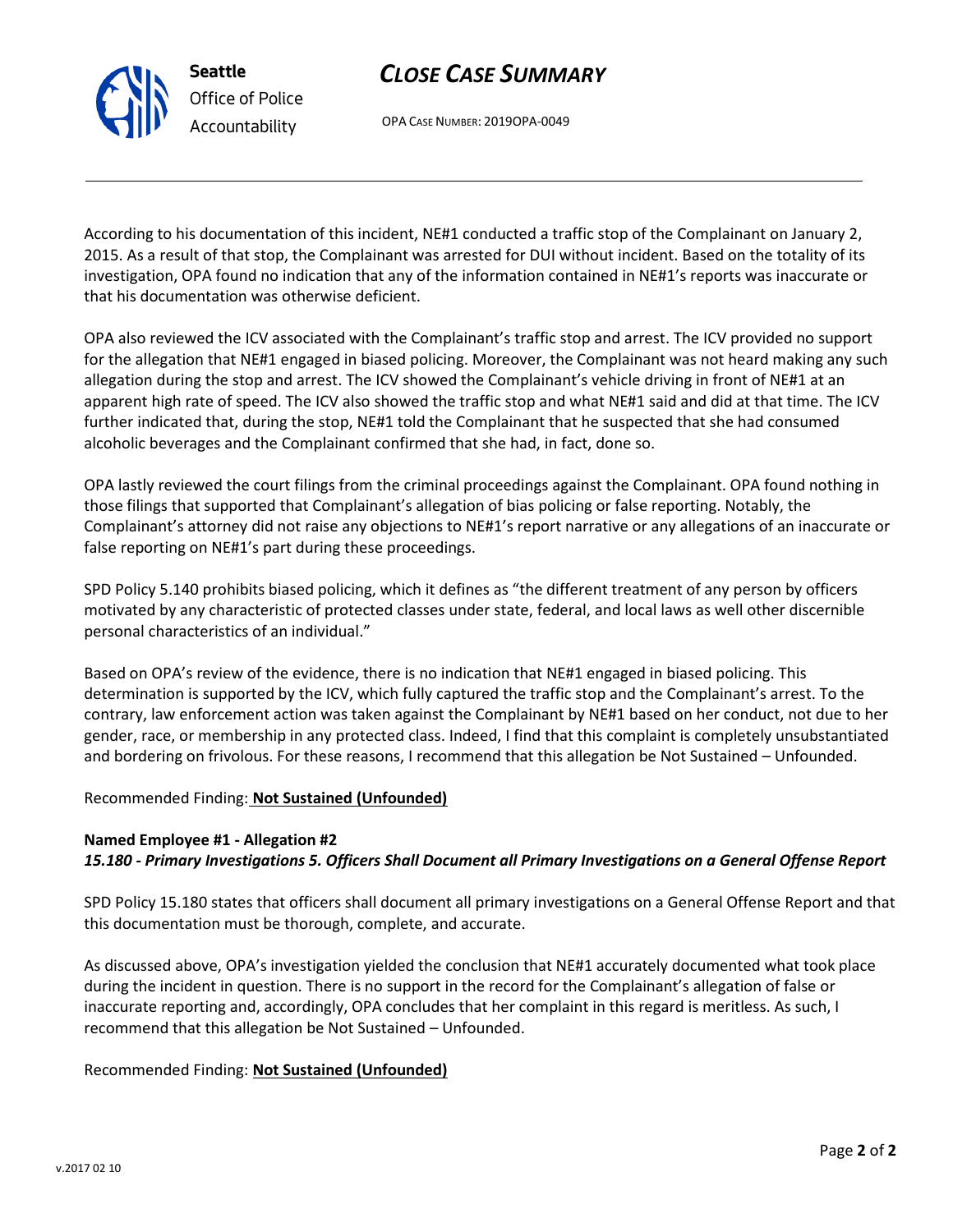According to his documentation of this incident, NE#1 conducted a traffic stop of the Complainant on January 2, 2015. As a result of that stop, the Complainant was arrested for DUI without incident. Based on the totality of its investigation, OPA found no indication that any of the information contained in NE#1's reports was inaccurate or that his documentation was otherwise deficient.

OPA also reviewed the ICV associated with the Complainant's traffic stop and arrest. The ICV provided no support for the allegation that NE#1 engaged in biased policing. Moreover, the Complainant was not heard making any such allegation during the stop and arrest. The ICV showed the Complainant's vehicle driving in front of NE#1 at an apparent high rate of speed. The ICV also showed the traffic stop and what NE#1 said and did at that time. The ICV further indicated that, during the stop, NE#1 told the Complainant that he suspected that she had consumed alcoholic beverages and the Complainant confirmed that she had, in fact, done so.

OPA lastly reviewed the court filings from the criminal proceedings against the Complainant. OPA found nothing in those filings that supported that Complainant's allegation of bias policing or false reporting. Notably, the Complainant's attorney did not raise any objections to NE#1's report narrative or any allegations of an inaccurate or false reporting on NE#1's part during these proceedings.

SPD Policy 5.140 prohibits biased policing, which it defines as "the different treatment of any person by officers motivated by any characteristic of protected classes under state, federal, and local laws as well other discernible personal characteristics of an individual."

Based on OPA's review of the evidence, there is no indication that NE#1 engaged in biased policing. This determination is supported by the ICV, which fully captured the traffic stop and the Complainant's arrest. To the contrary, law enforcement action was taken against the Complainant by NE#1 based on her conduct, not due to her gender, race, or membership in any protected class. Indeed, I find that this complaint is completely unsubstantiated and bordering on frivolous. For these reasons, I recommend that this allegation be Not Sustained – Unfounded.

Recommended Finding: **Not Sustained (Unfounded)**

**Named Employee #1 - Allegation #2**
***15.180 - Primary Investigations 5. Officers Shall Document all Primary Investigations on a General Offense Report***

SPD Policy 15.180 states that officers shall document all primary investigations on a General Offense Report and that this documentation must be thorough, complete, and accurate.

As discussed above, OPA's investigation yielded the conclusion that NE#1 accurately documented what took place during the incident in question. There is no support in the record for the Complainant's allegation of false or inaccurate reporting and, accordingly, OPA concludes that her complaint in this regard is meritless. As such, I recommend that this allegation be Not Sustained – Unfounded.

Recommended Finding: **Not Sustained (Unfounded)**